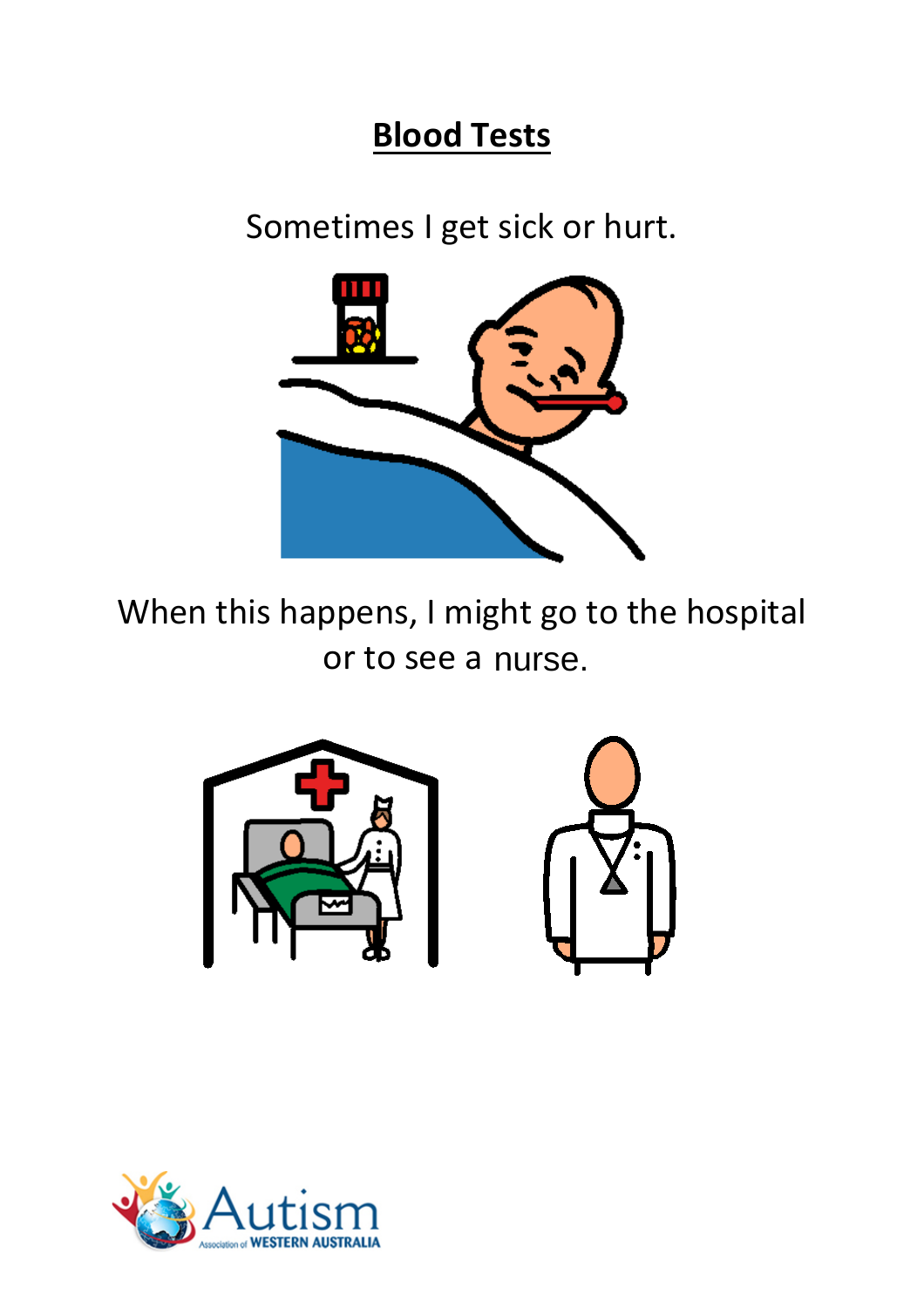# Blood Tests

Sometimes I get sick or hurt.

When this happens, I might go to the hospital or to see a nurse.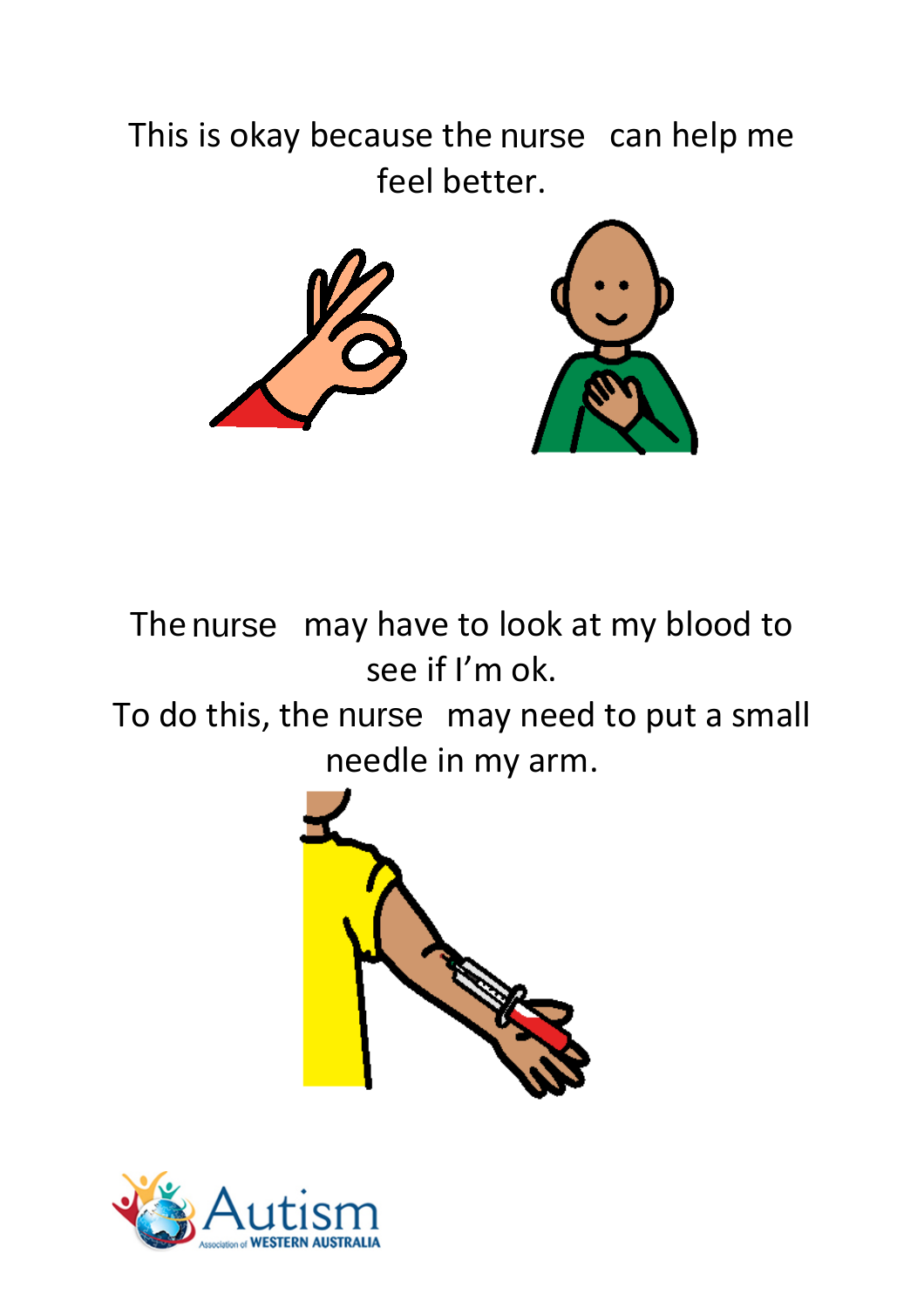This is okay because the nurse can help me feel better.

The nurse may have to look at my blood to see if I'm ok.
To do this, the nurse may need to put a small needle in my arm.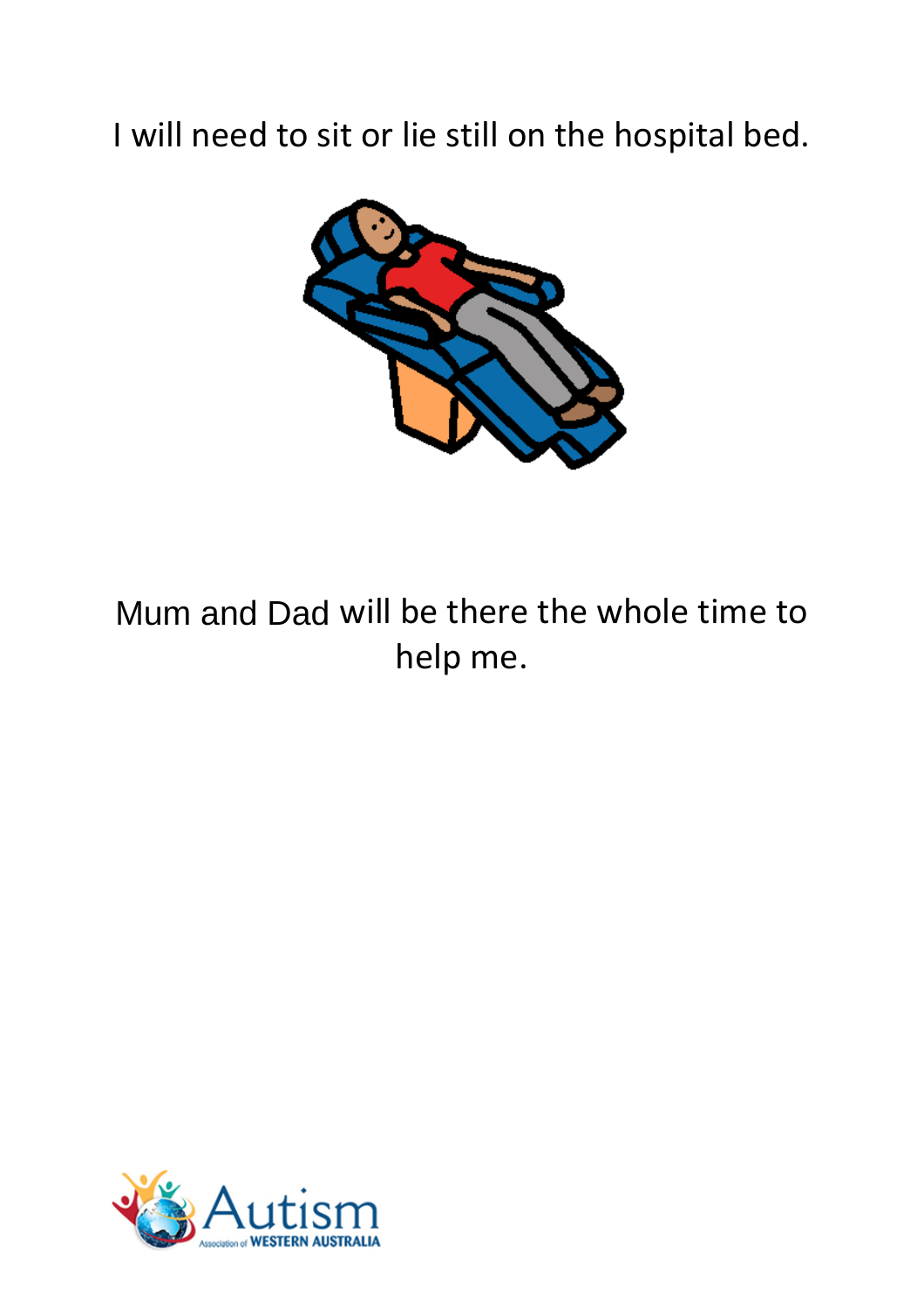I will need to sit or lie still on the hospital bed.

Mum and Dad will be there the whole time to help me.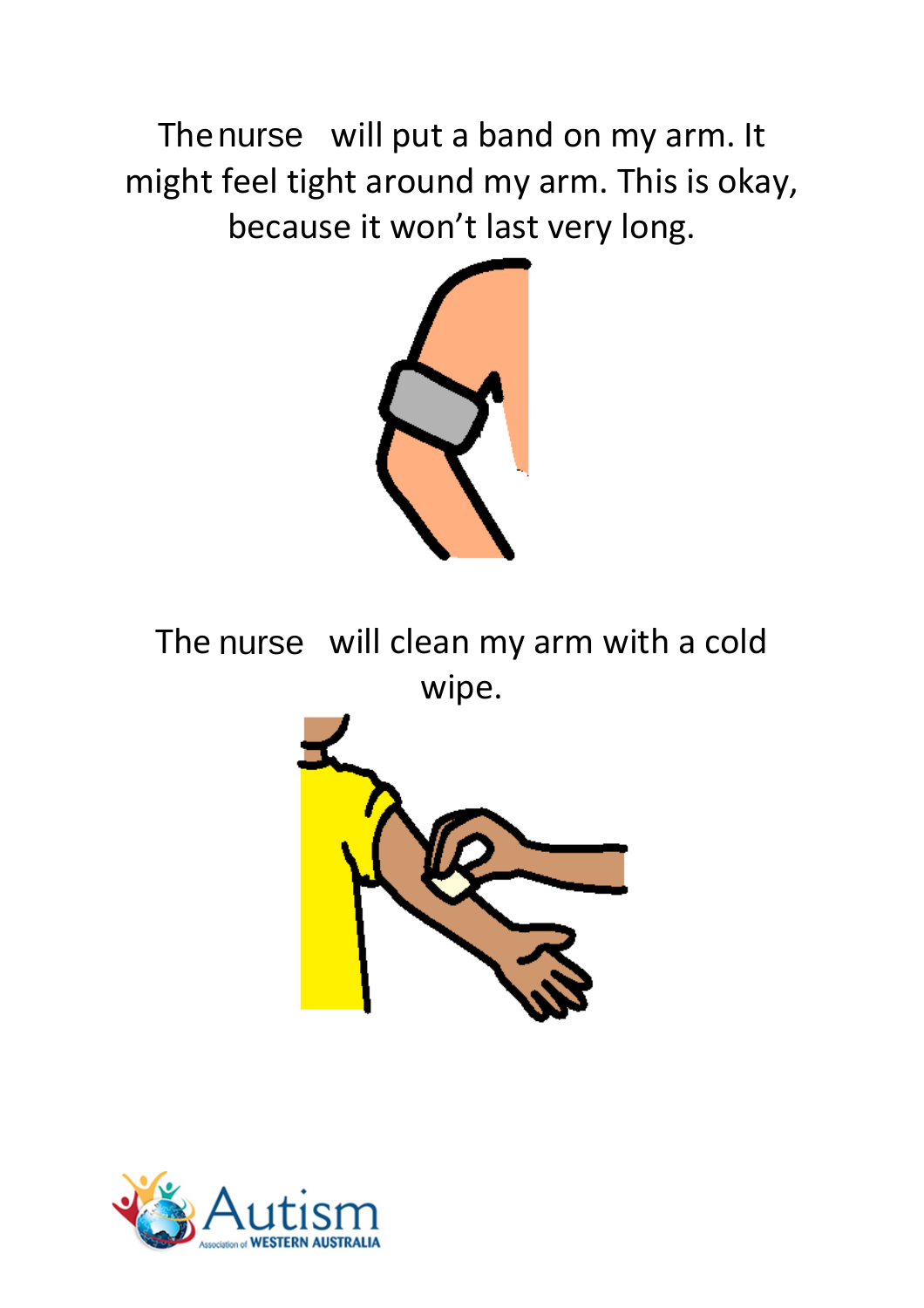The nurse will put a band on my arm. It might feel tight around my arm. This is okay, because it won't last very long.

The nurse will clean my arm with a cold wipe.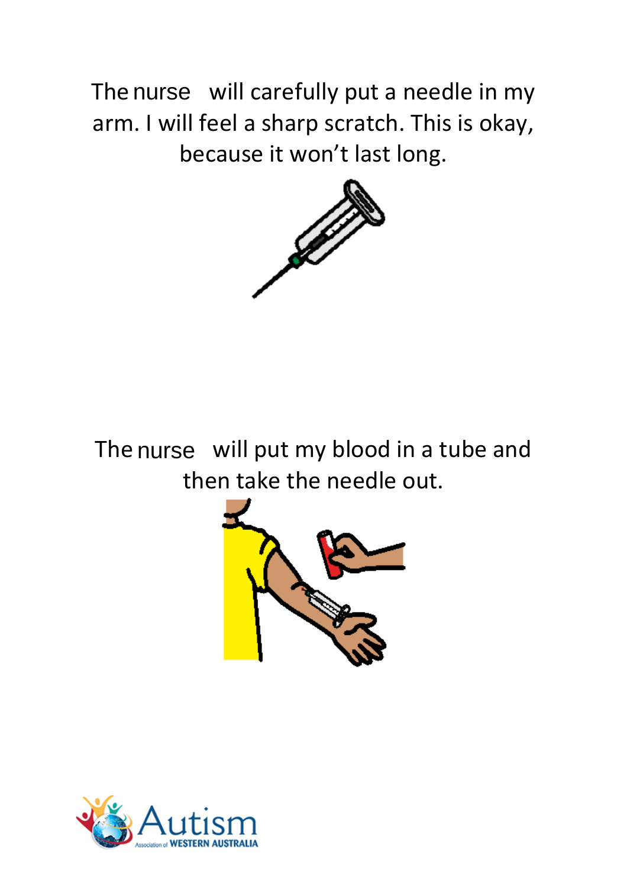The nurse will carefully put a needle in my arm. I will feel a sharp scratch. This is okay, because it won't last long.

The nurse will put my blood in a tube and then take the needle out.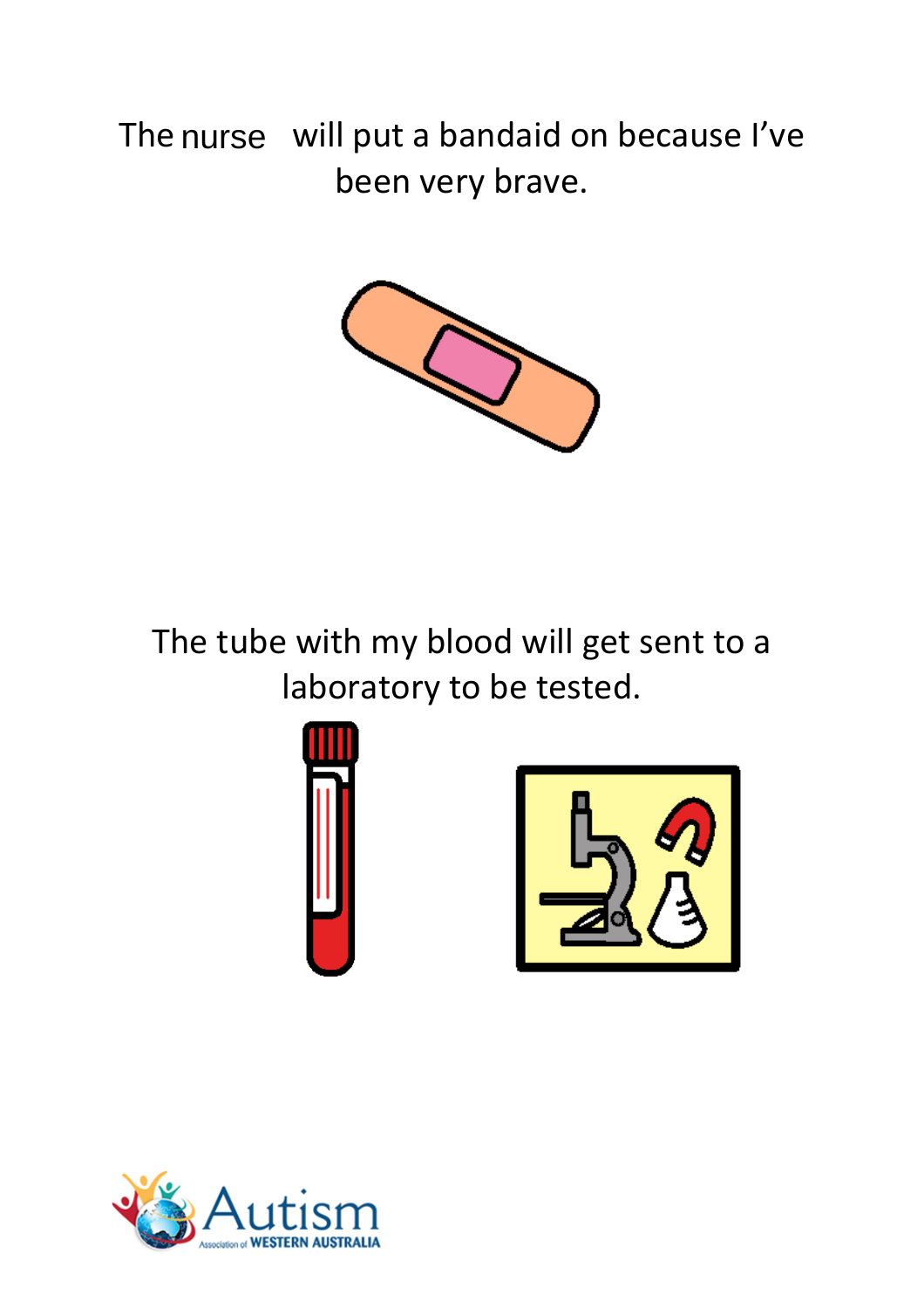The nurse will put a bandaid on because I've been very brave.

The tube with my blood will get sent to a laboratory to be tested.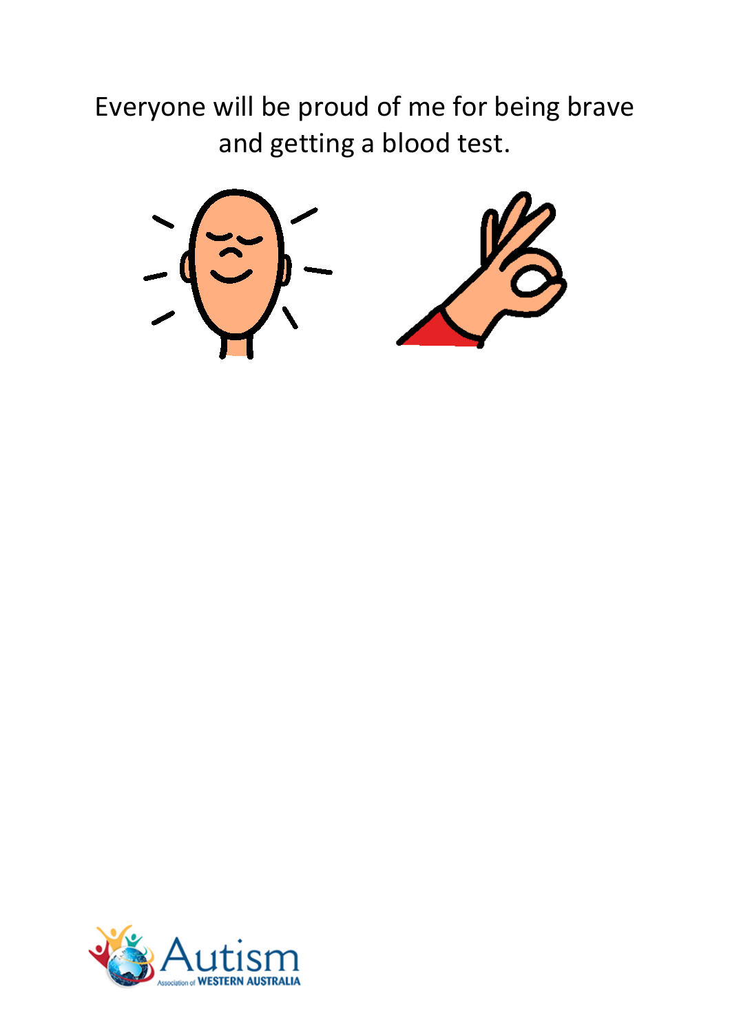Everyone will be proud of me for being brave and getting a blood test.